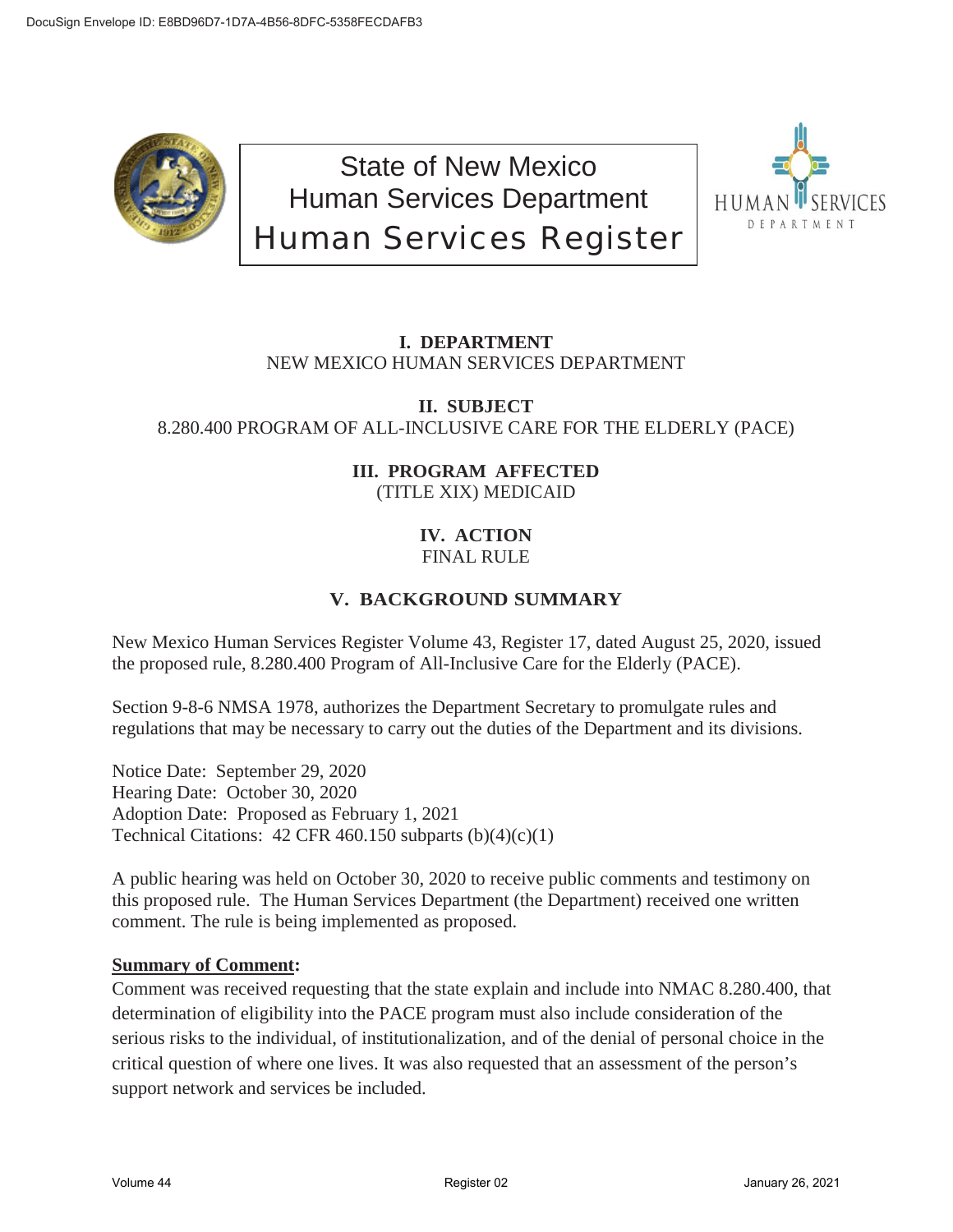# State of New Mexico
# Human Services Department
# Human Services Register

## I. DEPARTMENT
NEW MEXICO HUMAN SERVICES DEPARTMENT

## II. SUBJECT
8.280.400 PROGRAM OF ALL-INCLUSIVE CARE FOR THE ELDERLY (PACE)

## III. PROGRAM AFFECTED
(TITLE XIX) MEDICAID

## IV. ACTION
FINAL RULE

## V. BACKGROUND SUMMARY

New Mexico Human Services Register Volume 43, Register 17, dated August 25, 2020, issued the proposed rule, 8.280.400 Program of All-Inclusive Care for the Elderly (PACE).

Section 9-8-6 NMSA 1978, authorizes the Department Secretary to promulgate rules and regulations that may be necessary to carry out the duties of the Department and its divisions.

Notice Date: September 29, 2020
Hearing Date: October 30, 2020
Adoption Date: Proposed as February 1, 2021
Technical Citations: 42 CFR 460.150 subparts (b)(4)(c)(1)

A public hearing was held on October 30, 2020 to receive public comments and testimony on this proposed rule. The Human Services Department (the Department) received one written comment. The rule is being implemented as proposed.

**Summary of Comment:**
Comment was received requesting that the state explain and include into NMAC 8.280.400, that determination of eligibility into the PACE program must also include consideration of the serious risks to the individual, of institutionalization, and of the denial of personal choice in the critical question of where one lives. It was also requested that an assessment of the person's support network and services be included.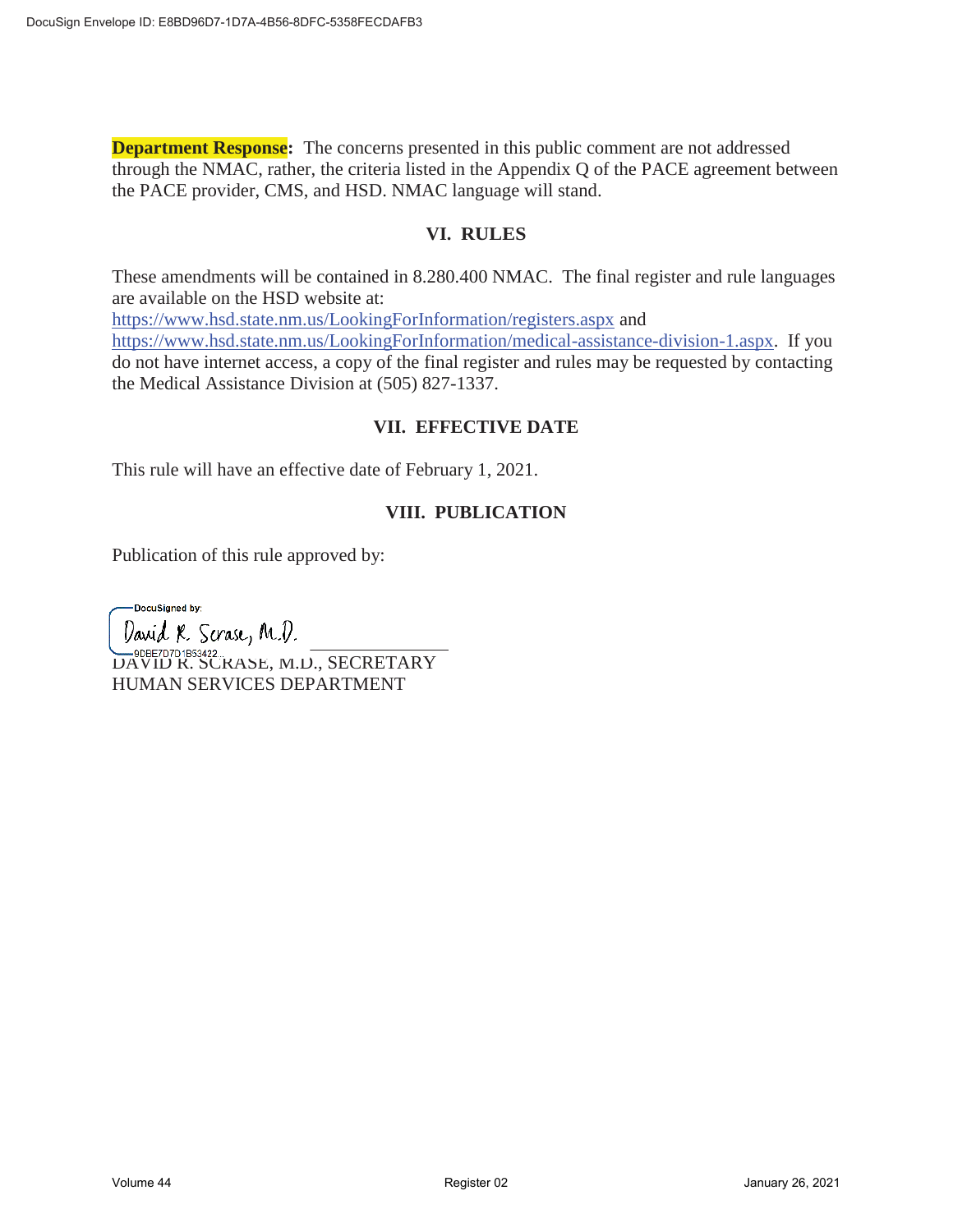**Department Response:** The concerns presented in this public comment are not addressed through the NMAC, rather, the criteria listed in the Appendix Q of the PACE agreement between the PACE provider, CMS, and HSD. NMAC language will stand.

## VI. RULES

These amendments will be contained in 8.280.400 NMAC. The final register and rule languages are available on the HSD website at:
https://www.hsd.state.nm.us/LookingForInformation/registers.aspx and
https://www.hsd.state.nm.us/LookingForInformation/medical-assistance-division-1.aspx. If you do not have internet access, a copy of the final register and rules may be requested by contacting the Medical Assistance Division at (505) 827-1337.

## VII. EFFECTIVE DATE

This rule will have an effective date of February 1, 2021.

## VIII. PUBLICATION

Publication of this rule approved by:

DocuSigned by:
David R. Scrase, M.D.
9DBE7D7D1B53422...

DAVID R. SCRASE, M.D., SECRETARY
HUMAN SERVICES DEPARTMENT